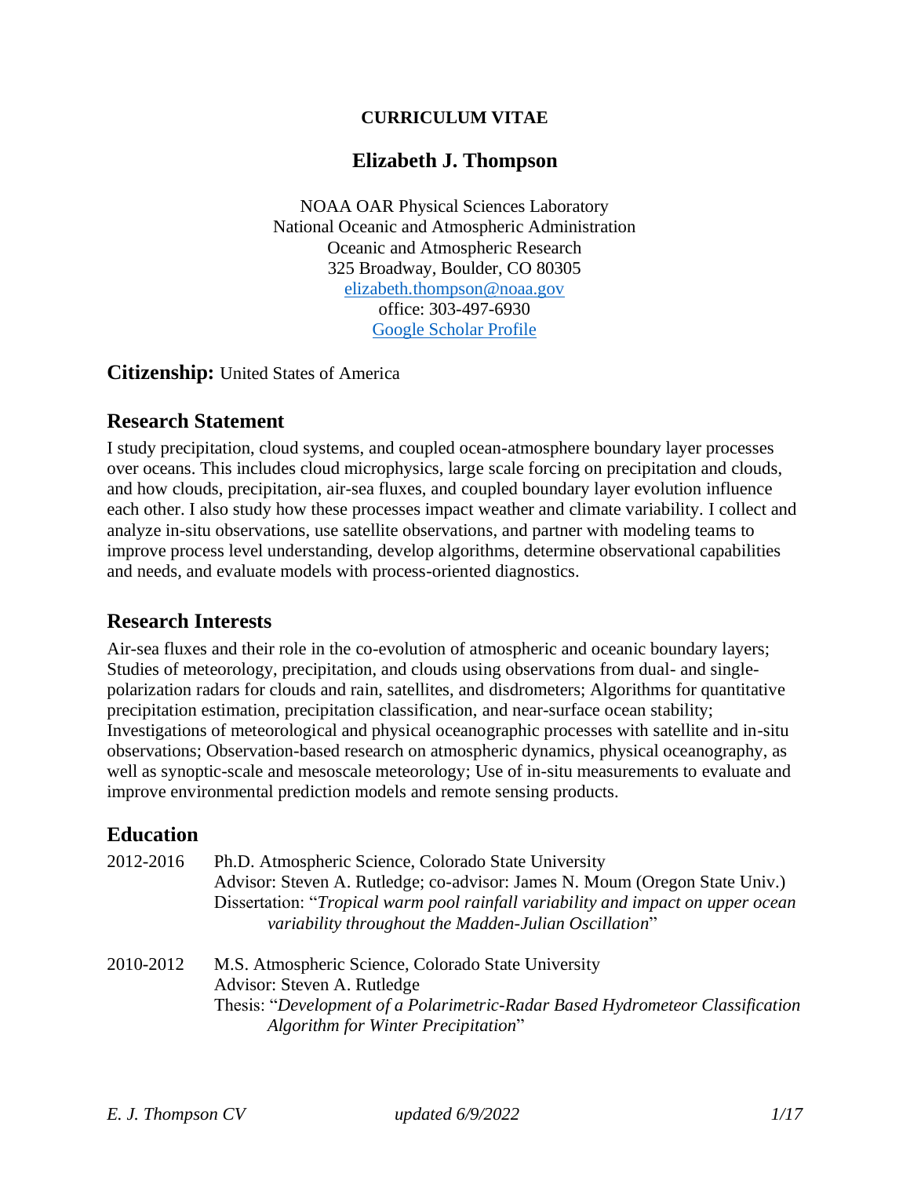# CURRICULUM VITAE

## Elizabeth J. Thompson

NOAA OAR Physical Sciences Laboratory
National Oceanic and Atmospheric Administration
Oceanic and Atmospheric Research
325 Broadway, Boulder, CO 80305
elizabeth.thompson@noaa.gov
office: 303-497-6930
Google Scholar Profile

**Citizenship:** United States of America

## Research Statement

I study precipitation, cloud systems, and coupled ocean-atmosphere boundary layer processes over oceans. This includes cloud microphysics, large scale forcing on precipitation and clouds, and how clouds, precipitation, air-sea fluxes, and coupled boundary layer evolution influence each other. I also study how these processes impact weather and climate variability. I collect and analyze in-situ observations, use satellite observations, and partner with modeling teams to improve process level understanding, develop algorithms, determine observational capabilities and needs, and evaluate models with process-oriented diagnostics.

## Research Interests

Air-sea fluxes and their role in the co-evolution of atmospheric and oceanic boundary layers; Studies of meteorology, precipitation, and clouds using observations from dual- and single-polarization radars for clouds and rain, satellites, and disdrometers; Algorithms for quantitative precipitation estimation, precipitation classification, and near-surface ocean stability; Investigations of meteorological and physical oceanographic processes with satellite and in-situ observations; Observation-based research on atmospheric dynamics, physical oceanography, as well as synoptic-scale and mesoscale meteorology; Use of in-situ measurements to evaluate and improve environmental prediction models and remote sensing products.

## Education

**2012-2016** Ph.D. Atmospheric Science, Colorado State University
Advisor: Steven A. Rutledge; co-advisor: James N. Moum (Oregon State Univ.)
Dissertation: "*Tropical warm pool rainfall variability and impact on upper ocean variability throughout the Madden-Julian Oscillation*"

**2010-2012** M.S. Atmospheric Science, Colorado State University
Advisor: Steven A. Rutledge
Thesis: "*Development of a Polarimetric-Radar Based Hydrometeor Classification Algorithm for Winter Precipitation*"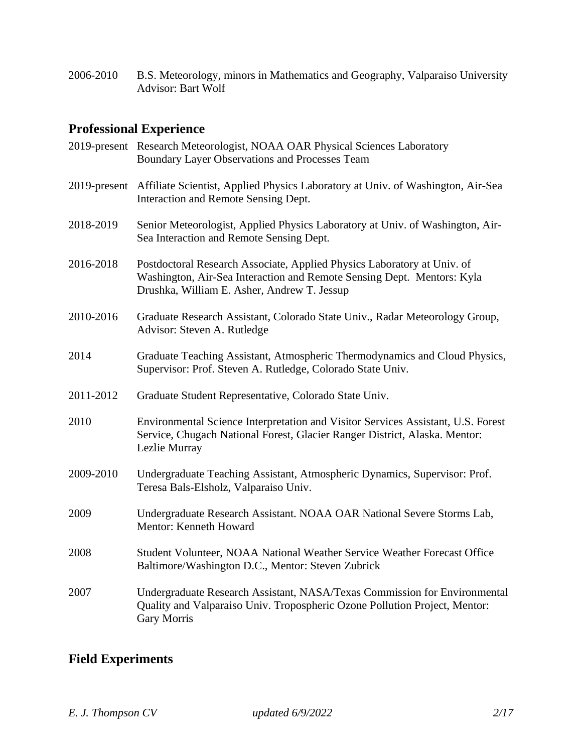2006-2010 B.S. Meteorology, minors in Mathematics and Geography, Valparaiso University
Advisor: Bart Wolf

## Professional Experience

2019-present Research Meteorologist, NOAA OAR Physical Sciences Laboratory
Boundary Layer Observations and Processes Team

2019-present Affiliate Scientist, Applied Physics Laboratory at Univ. of Washington, Air-Sea Interaction and Remote Sensing Dept.

2018-2019 Senior Meteorologist, Applied Physics Laboratory at Univ. of Washington, Air-Sea Interaction and Remote Sensing Dept.

2016-2018 Postdoctoral Research Associate, Applied Physics Laboratory at Univ. of Washington, Air-Sea Interaction and Remote Sensing Dept. Mentors: Kyla Drushka, William E. Asher, Andrew T. Jessup

2010-2016 Graduate Research Assistant, Colorado State Univ., Radar Meteorology Group, Advisor: Steven A. Rutledge

2014 Graduate Teaching Assistant, Atmospheric Thermodynamics and Cloud Physics, Supervisor: Prof. Steven A. Rutledge, Colorado State Univ.

2011-2012 Graduate Student Representative, Colorado State Univ.

2010 Environmental Science Interpretation and Visitor Services Assistant, U.S. Forest Service, Chugach National Forest, Glacier Ranger District, Alaska. Mentor: Lezlie Murray

2009-2010 Undergraduate Teaching Assistant, Atmospheric Dynamics, Supervisor: Prof. Teresa Bals-Elsholz, Valparaiso Univ.

2009 Undergraduate Research Assistant. NOAA OAR National Severe Storms Lab, Mentor: Kenneth Howard

2008 Student Volunteer, NOAA National Weather Service Weather Forecast Office Baltimore/Washington D.C., Mentor: Steven Zubrick

2007 Undergraduate Research Assistant, NASA/Texas Commission for Environmental Quality and Valparaiso Univ. Tropospheric Ozone Pollution Project, Mentor: Gary Morris

## Field Experiments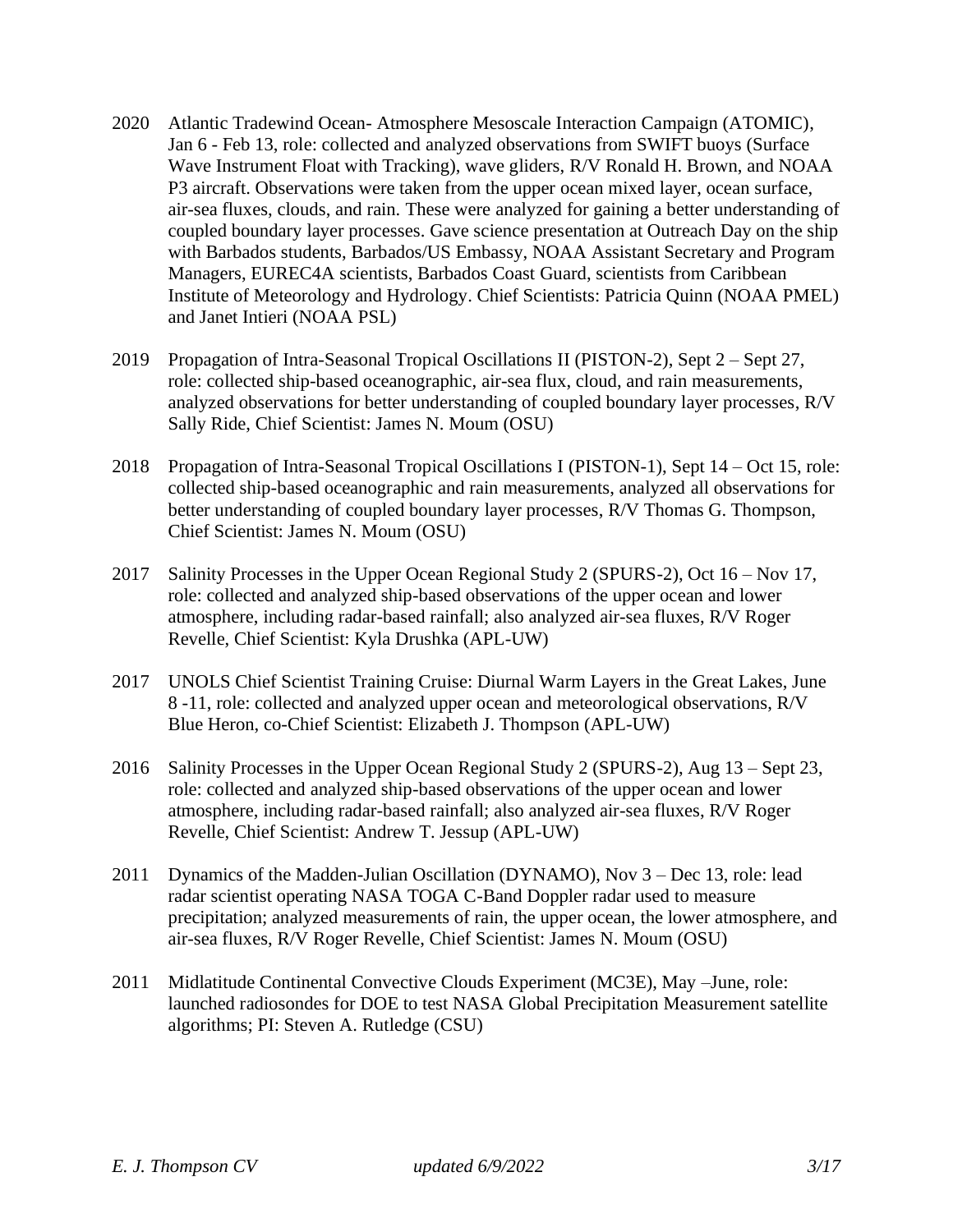2020 Atlantic Tradewind Ocean- Atmosphere Mesoscale Interaction Campaign (ATOMIC), Jan 6 - Feb 13, role: collected and analyzed observations from SWIFT buoys (Surface Wave Instrument Float with Tracking), wave gliders, R/V Ronald H. Brown, and NOAA P3 aircraft. Observations were taken from the upper ocean mixed layer, ocean surface, air-sea fluxes, clouds, and rain. These were analyzed for gaining a better understanding of coupled boundary layer processes. Gave science presentation at Outreach Day on the ship with Barbados students, Barbados/US Embassy, NOAA Assistant Secretary and Program Managers, EUREC4A scientists, Barbados Coast Guard, scientists from Caribbean Institute of Meteorology and Hydrology. Chief Scientists: Patricia Quinn (NOAA PMEL) and Janet Intieri (NOAA PSL)

2019 Propagation of Intra-Seasonal Tropical Oscillations II (PISTON-2), Sept 2 – Sept 27, role: collected ship-based oceanographic, air-sea flux, cloud, and rain measurements, analyzed observations for better understanding of coupled boundary layer processes, R/V Sally Ride, Chief Scientist: James N. Moum (OSU)

2018 Propagation of Intra-Seasonal Tropical Oscillations I (PISTON-1), Sept 14 – Oct 15, role: collected ship-based oceanographic and rain measurements, analyzed all observations for better understanding of coupled boundary layer processes, R/V Thomas G. Thompson, Chief Scientist: James N. Moum (OSU)

2017 Salinity Processes in the Upper Ocean Regional Study 2 (SPURS-2), Oct 16 – Nov 17, role: collected and analyzed ship-based observations of the upper ocean and lower atmosphere, including radar-based rainfall; also analyzed air-sea fluxes, R/V Roger Revelle, Chief Scientist: Kyla Drushka (APL-UW)

2017 UNOLS Chief Scientist Training Cruise: Diurnal Warm Layers in the Great Lakes, June 8 -11, role: collected and analyzed upper ocean and meteorological observations, R/V Blue Heron, co-Chief Scientist: Elizabeth J. Thompson (APL-UW)

2016 Salinity Processes in the Upper Ocean Regional Study 2 (SPURS-2), Aug 13 – Sept 23, role: collected and analyzed ship-based observations of the upper ocean and lower atmosphere, including radar-based rainfall; also analyzed air-sea fluxes, R/V Roger Revelle, Chief Scientist: Andrew T. Jessup (APL-UW)

2011 Dynamics of the Madden-Julian Oscillation (DYNAMO), Nov 3 – Dec 13, role: lead radar scientist operating NASA TOGA C-Band Doppler radar used to measure precipitation; analyzed measurements of rain, the upper ocean, the lower atmosphere, and air-sea fluxes, R/V Roger Revelle, Chief Scientist: James N. Moum (OSU)

2011 Midlatitude Continental Convective Clouds Experiment (MC3E), May –June, role: launched radiosondes for DOE to test NASA Global Precipitation Measurement satellite algorithms; PI: Steven A. Rutledge (CSU)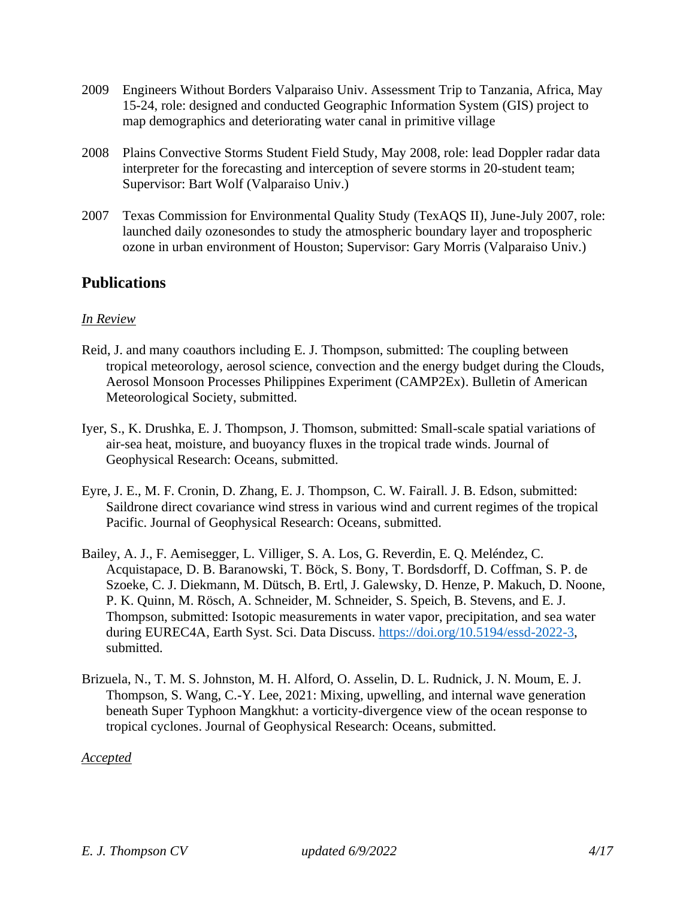2009 Engineers Without Borders Valparaiso Univ. Assessment Trip to Tanzania, Africa, May 15-24, role: designed and conducted Geographic Information System (GIS) project to map demographics and deteriorating water canal in primitive village

2008 Plains Convective Storms Student Field Study, May 2008, role: lead Doppler radar data interpreter for the forecasting and interception of severe storms in 20-student team; Supervisor: Bart Wolf (Valparaiso Univ.)

2007 Texas Commission for Environmental Quality Study (TexAQS II), June-July 2007, role: launched daily ozonesondes to study the atmospheric boundary layer and tropospheric ozone in urban environment of Houston; Supervisor: Gary Morris (Valparaiso Univ.)

## Publications

*In Review*

Reid, J. and many coauthors including E. J. Thompson, submitted: The coupling between tropical meteorology, aerosol science, convection and the energy budget during the Clouds, Aerosol Monsoon Processes Philippines Experiment (CAMP2Ex). Bulletin of American Meteorological Society, submitted.

Iyer, S., K. Drushka, E. J. Thompson, J. Thomson, submitted: Small-scale spatial variations of air-sea heat, moisture, and buoyancy fluxes in the tropical trade winds. Journal of Geophysical Research: Oceans, submitted.

Eyre, J. E., M. F. Cronin, D. Zhang, E. J. Thompson, C. W. Fairall. J. B. Edson, submitted: Saildrone direct covariance wind stress in various wind and current regimes of the tropical Pacific. Journal of Geophysical Research: Oceans, submitted.

Bailey, A. J., F. Aemisegger, L. Villiger, S. A. Los, G. Reverdin, E. Q. Meléndez, C. Acquistapace, D. B. Baranowski, T. Böck, S. Bony, T. Bordsdorff, D. Coffman, S. P. de Szoeke, C. J. Diekmann, M. Dütsch, B. Ertl, J. Galewsky, D. Henze, P. Makuch, D. Noone, P. K. Quinn, M. Rösch, A. Schneider, M. Schneider, S. Speich, B. Stevens, and E. J. Thompson, submitted: Isotopic measurements in water vapor, precipitation, and sea water during EUREC4A, Earth Syst. Sci. Data Discuss. https://doi.org/10.5194/essd-2022-3, submitted.

Brizuela, N., T. M. S. Johnston, M. H. Alford, O. Asselin, D. L. Rudnick, J. N. Moum, E. J. Thompson, S. Wang, C.-Y. Lee, 2021: Mixing, upwelling, and internal wave generation beneath Super Typhoon Mangkhut: a vorticity-divergence view of the ocean response to tropical cyclones. Journal of Geophysical Research: Oceans, submitted.

*Accepted*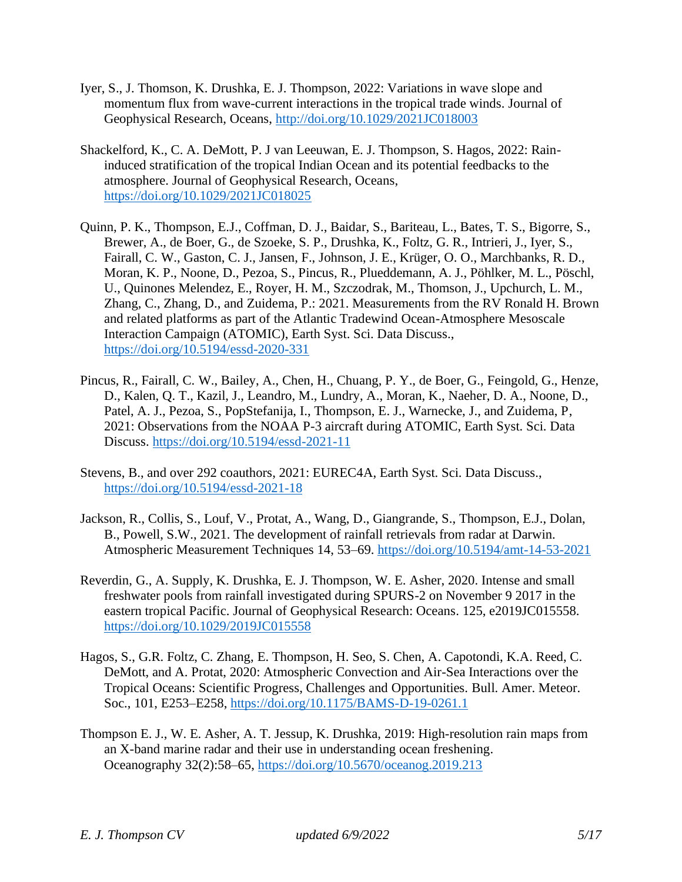Iyer, S., J. Thomson, K. Drushka, E. J. Thompson, 2022: Variations in wave slope and momentum flux from wave-current interactions in the tropical trade winds. Journal of Geophysical Research, Oceans, http://doi.org/10.1029/2021JC018003

Shackelford, K., C. A. DeMott, P. J van Leeuwan, E. J. Thompson, S. Hagos, 2022: Rain-induced stratification of the tropical Indian Ocean and its potential feedbacks to the atmosphere. Journal of Geophysical Research, Oceans, https://doi.org/10.1029/2021JC018025

Quinn, P. K., Thompson, E.J., Coffman, D. J., Baidar, S., Bariteau, L., Bates, T. S., Bigorre, S., Brewer, A., de Boer, G., de Szoeke, S. P., Drushka, K., Foltz, G. R., Intrieri, J., Iyer, S., Fairall, C. W., Gaston, C. J., Jansen, F., Johnson, J. E., Krüger, O. O., Marchbanks, R. D., Moran, K. P., Noone, D., Pezoa, S., Pincus, R., Plueddemann, A. J., Pöhlker, M. L., Pöschl, U., Quinones Melendez, E., Royer, H. M., Szczodrak, M., Thomson, J., Upchurch, L. M., Zhang, C., Zhang, D., and Zuidema, P.: 2021. Measurements from the RV Ronald H. Brown and related platforms as part of the Atlantic Tradewind Ocean-Atmosphere Mesoscale Interaction Campaign (ATOMIC), Earth Syst. Sci. Data Discuss., https://doi.org/10.5194/essd-2020-331

Pincus, R., Fairall, C. W., Bailey, A., Chen, H., Chuang, P. Y., de Boer, G., Feingold, G., Henze, D., Kalen, Q. T., Kazil, J., Leandro, M., Lundry, A., Moran, K., Naeher, D. A., Noone, D., Patel, A. J., Pezoa, S., PopStefanija, I., Thompson, E. J., Warnecke, J., and Zuidema, P, 2021: Observations from the NOAA P-3 aircraft during ATOMIC, Earth Syst. Sci. Data Discuss. https://doi.org/10.5194/essd-2021-11

Stevens, B., and over 292 coauthors, 2021: EUREC4A, Earth Syst. Sci. Data Discuss., https://doi.org/10.5194/essd-2021-18

Jackson, R., Collis, S., Louf, V., Protat, A., Wang, D., Giangrande, S., Thompson, E.J., Dolan, B., Powell, S.W., 2021. The development of rainfall retrievals from radar at Darwin. Atmospheric Measurement Techniques 14, 53–69. https://doi.org/10.5194/amt-14-53-2021

Reverdin, G., A. Supply, K. Drushka, E. J. Thompson, W. E. Asher, 2020. Intense and small freshwater pools from rainfall investigated during SPURS-2 on November 9 2017 in the eastern tropical Pacific. Journal of Geophysical Research: Oceans. 125, e2019JC015558. https://doi.org/10.1029/2019JC015558

Hagos, S., G.R. Foltz, C. Zhang, E. Thompson, H. Seo, S. Chen, A. Capotondi, K.A. Reed, C. DeMott, and A. Protat, 2020: Atmospheric Convection and Air-Sea Interactions over the Tropical Oceans: Scientific Progress, Challenges and Opportunities. Bull. Amer. Meteor. Soc., 101, E253–E258, https://doi.org/10.1175/BAMS-D-19-0261.1

Thompson E. J., W. E. Asher, A. T. Jessup, K. Drushka, 2019: High-resolution rain maps from an X-band marine radar and their use in understanding ocean freshening. Oceanography 32(2):58–65, https://doi.org/10.5670/oceanog.2019.213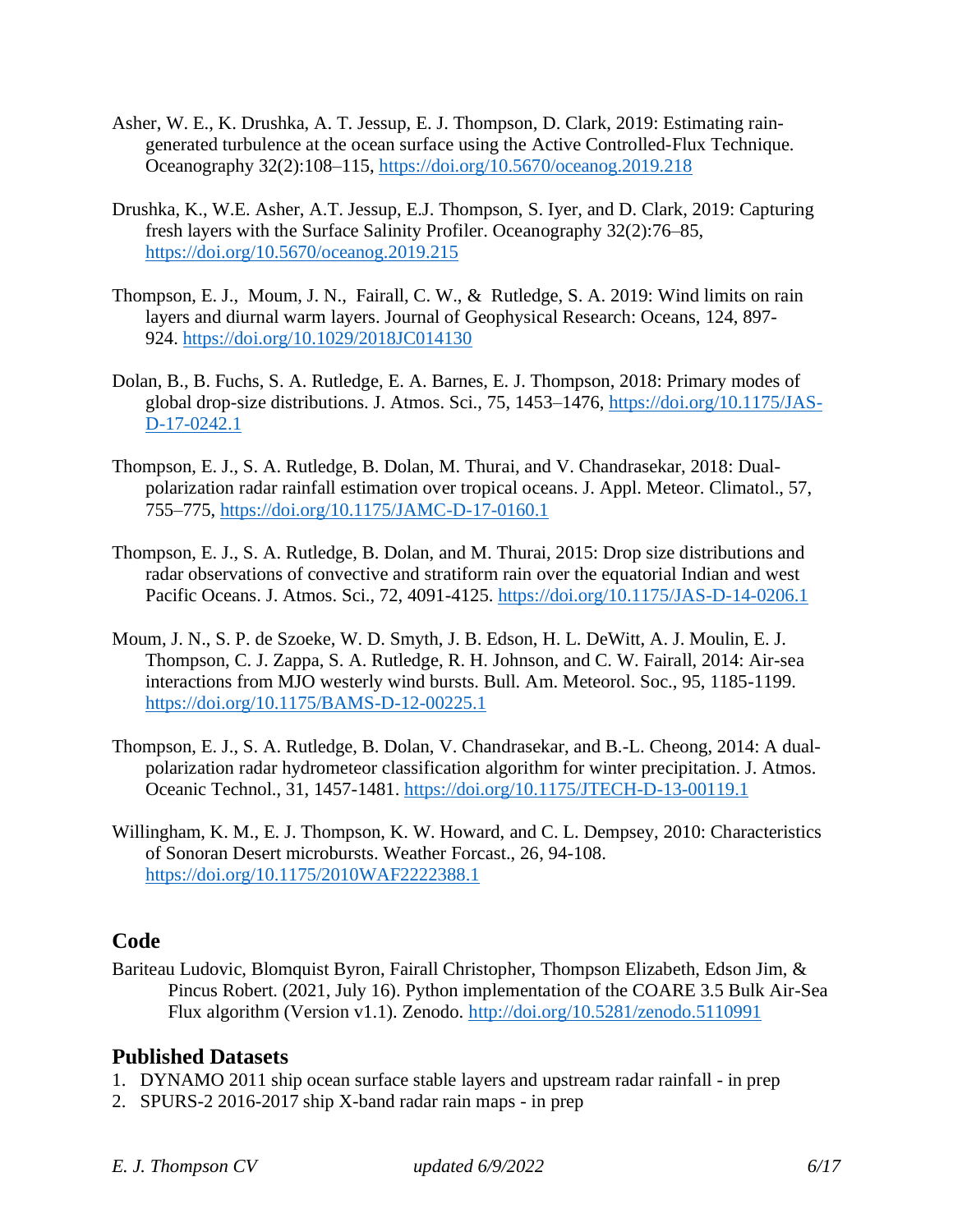Asher, W. E., K. Drushka, A. T. Jessup, E. J. Thompson, D. Clark, 2019: Estimating rain-generated turbulence at the ocean surface using the Active Controlled-Flux Technique. Oceanography 32(2):108–115, https://doi.org/10.5670/oceanog.2019.218

Drushka, K., W.E. Asher, A.T. Jessup, E.J. Thompson, S. Iyer, and D. Clark, 2019: Capturing fresh layers with the Surface Salinity Profiler. Oceanography 32(2):76–85, https://doi.org/10.5670/oceanog.2019.215

Thompson, E. J., Moum, J. N., Fairall, C. W., & Rutledge, S. A. 2019: Wind limits on rain layers and diurnal warm layers. Journal of Geophysical Research: Oceans, 124, 897-924. https://doi.org/10.1029/2018JC014130

Dolan, B., B. Fuchs, S. A. Rutledge, E. A. Barnes, E. J. Thompson, 2018: Primary modes of global drop-size distributions. J. Atmos. Sci., 75, 1453–1476, https://doi.org/10.1175/JAS-D-17-0242.1

Thompson, E. J., S. A. Rutledge, B. Dolan, M. Thurai, and V. Chandrasekar, 2018: Dual-polarization radar rainfall estimation over tropical oceans. J. Appl. Meteor. Climatol., 57, 755–775, https://doi.org/10.1175/JAMC-D-17-0160.1

Thompson, E. J., S. A. Rutledge, B. Dolan, and M. Thurai, 2015: Drop size distributions and radar observations of convective and stratiform rain over the equatorial Indian and west Pacific Oceans. J. Atmos. Sci., 72, 4091-4125. https://doi.org/10.1175/JAS-D-14-0206.1

Moum, J. N., S. P. de Szoeke, W. D. Smyth, J. B. Edson, H. L. DeWitt, A. J. Moulin, E. J. Thompson, C. J. Zappa, S. A. Rutledge, R. H. Johnson, and C. W. Fairall, 2014: Air-sea interactions from MJO westerly wind bursts. Bull. Am. Meteorol. Soc., 95, 1185-1199. https://doi.org/10.1175/BAMS-D-12-00225.1

Thompson, E. J., S. A. Rutledge, B. Dolan, V. Chandrasekar, and B.-L. Cheong, 2014: A dual-polarization radar hydrometeor classification algorithm for winter precipitation. J. Atmos. Oceanic Technol., 31, 1457-1481. https://doi.org/10.1175/JTECH-D-13-00119.1

Willingham, K. M., E. J. Thompson, K. W. Howard, and C. L. Dempsey, 2010: Characteristics of Sonoran Desert microbursts. Weather Forcast., 26, 94-108. https://doi.org/10.1175/2010WAF2222388.1

## Code

Bariteau Ludovic, Blomquist Byron, Fairall Christopher, Thompson Elizabeth, Edson Jim, & Pincus Robert. (2021, July 16). Python implementation of the COARE 3.5 Bulk Air-Sea Flux algorithm (Version v1.1). Zenodo. http://doi.org/10.5281/zenodo.5110991

## Published Datasets

1. DYNAMO 2011 ship ocean surface stable layers and upstream radar rainfall - in prep
2. SPURS-2 2016-2017 ship X-band radar rain maps - in prep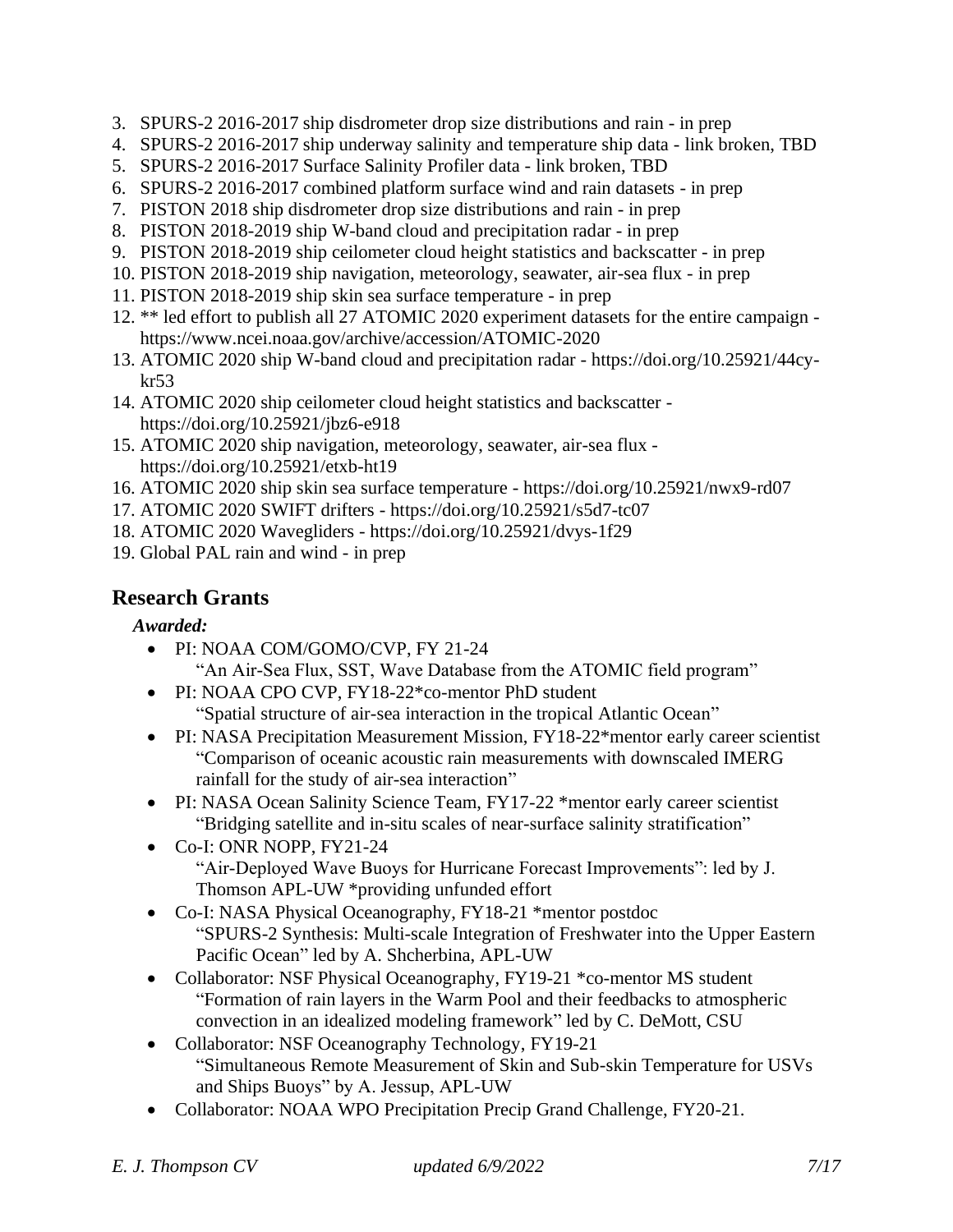3. SPURS-2 2016-2017 ship disdrometer drop size distributions and rain - in prep
4. SPURS-2 2016-2017 ship underway salinity and temperature ship data - link broken, TBD
5. SPURS-2 2016-2017 Surface Salinity Profiler data - link broken, TBD
6. SPURS-2 2016-2017 combined platform surface wind and rain datasets - in prep
7. PISTON 2018 ship disdrometer drop size distributions and rain - in prep
8. PISTON 2018-2019 ship W-band cloud and precipitation radar - in prep
9. PISTON 2018-2019 ship ceilometer cloud height statistics and backscatter - in prep
10. PISTON 2018-2019 ship navigation, meteorology, seawater, air-sea flux - in prep
11. PISTON 2018-2019 ship skin sea surface temperature - in prep
12. ** led effort to publish all 27 ATOMIC 2020 experiment datasets for the entire campaign - https://www.ncei.noaa.gov/archive/accession/ATOMIC-2020
13. ATOMIC 2020 ship W-band cloud and precipitation radar - https://doi.org/10.25921/44cy-kr53
14. ATOMIC 2020 ship ceilometer cloud height statistics and backscatter - https://doi.org/10.25921/jbz6-e918
15. ATOMIC 2020 ship navigation, meteorology, seawater, air-sea flux - https://doi.org/10.25921/etxb-ht19
16. ATOMIC 2020 ship skin sea surface temperature - https://doi.org/10.25921/nwx9-rd07
17. ATOMIC 2020 SWIFT drifters - https://doi.org/10.25921/s5d7-tc07
18. ATOMIC 2020 Wavegliders - https://doi.org/10.25921/dvys-1f29
19. Global PAL rain and wind - in prep

## Research Grants

***Awarded:***

- PI: NOAA COM/GOMO/CVP, FY 21-24
  "An Air-Sea Flux, SST, Wave Database from the ATOMIC field program"
- PI: NOAA CPO CVP, FY18-22*co-mentor PhD student
  "Spatial structure of air-sea interaction in the tropical Atlantic Ocean"
- PI: NASA Precipitation Measurement Mission, FY18-22*mentor early career scientist
  "Comparison of oceanic acoustic rain measurements with downscaled IMERG rainfall for the study of air-sea interaction"
- PI: NASA Ocean Salinity Science Team, FY17-22 *mentor early career scientist
  "Bridging satellite and in-situ scales of near-surface salinity stratification"
- Co-I: ONR NOPP, FY21-24
  "Air-Deployed Wave Buoys for Hurricane Forecast Improvements": led by J. Thomson APL-UW *providing unfunded effort
- Co-I: NASA Physical Oceanography, FY18-21 *mentor postdoc
  "SPURS-2 Synthesis: Multi-scale Integration of Freshwater into the Upper Eastern Pacific Ocean" led by A. Shcherbina, APL-UW
- Collaborator: NSF Physical Oceanography, FY19-21 *co-mentor MS student
  "Formation of rain layers in the Warm Pool and their feedbacks to atmospheric convection in an idealized modeling framework" led by C. DeMott, CSU
- Collaborator: NSF Oceanography Technology, FY19-21
  "Simultaneous Remote Measurement of Skin and Sub-skin Temperature for USVs and Ships Buoys" by A. Jessup, APL-UW
- Collaborator: NOAA WPO Precipitation Precip Grand Challenge, FY20-21.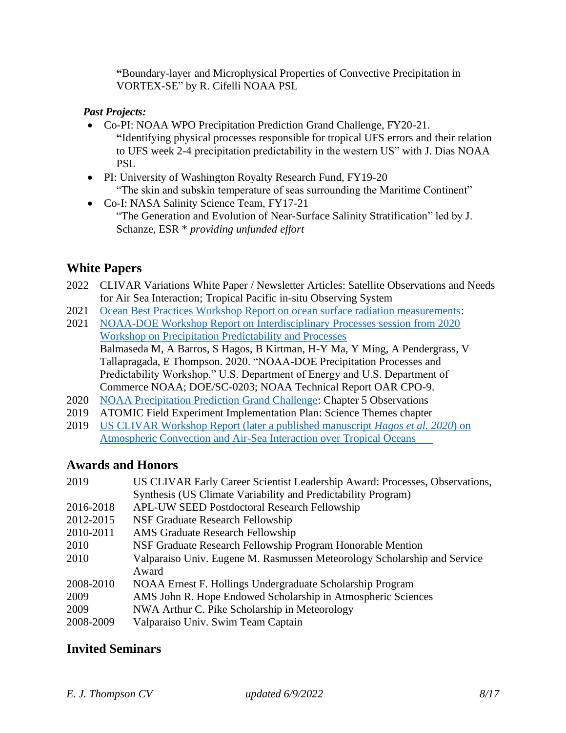"Boundary-layer and Microphysical Properties of Convective Precipitation in VORTEX-SE" by R. Cifelli NOAA PSL

***Past Projects:***

- Co-PI: NOAA WPO Precipitation Prediction Grand Challenge, FY20-21.
  "Identifying physical processes responsible for tropical UFS errors and their relation to UFS week 2-4 precipitation predictability in the western US" with J. Dias NOAA PSL
- PI: University of Washington Royalty Research Fund, FY19-20
  "The skin and subskin temperature of seas surrounding the Maritime Continent"
- Co-I: NASA Salinity Science Team, FY17-21
  "The Generation and Evolution of Near-Surface Salinity Stratification" led by J. Schanze, ESR * *providing unfunded effort*

## White Papers

2022 CLIVAR Variations White Paper / Newsletter Articles: Satellite Observations and Needs for Air Sea Interaction; Tropical Pacific in-situ Observing System

2021 Ocean Best Practices Workshop Report on ocean surface radiation measurements:

2021 NOAA-DOE Workshop Report on Interdisciplinary Processes session from 2020 Workshop on Precipitation Predictability and Processes
Balmaseda M, A Barros, S Hagos, B Kirtman, H-Y Ma, Y Ming, A Pendergrass, V Tallapragada, E Thompson. 2020. "NOAA-DOE Precipitation Processes and Predictability Workshop." U.S. Department of Energy and U.S. Department of Commerce NOAA; DOE/SC-0203; NOAA Technical Report OAR CPO-9.

2020 NOAA Precipitation Prediction Grand Challenge: Chapter 5 Observations

2019 ATOMIC Field Experiment Implementation Plan: Science Themes chapter

2019 US CLIVAR Workshop Report (later a published manuscript *Hagos et al. 2020*) on Atmospheric Convection and Air-Sea Interaction over Tropical Oceans

## Awards and Honors

| | |
|---|---|
| 2019 | US CLIVAR Early Career Scientist Leadership Award: Processes, Observations, Synthesis (US Climate Variability and Predictability Program) |
| 2016-2018 | APL-UW SEED Postdoctoral Research Fellowship |
| 2012-2015 | NSF Graduate Research Fellowship |
| 2010-2011 | AMS Graduate Research Fellowship |
| 2010 | NSF Graduate Research Fellowship Program Honorable Mention |
| 2010 | Valparaiso Univ. Eugene M. Rasmussen Meteorology Scholarship and Service Award |
| 2008-2010 | NOAA Ernest F. Hollings Undergraduate Scholarship Program |
| 2009 | AMS John R. Hope Endowed Scholarship in Atmospheric Sciences |
| 2009 | NWA Arthur C. Pike Scholarship in Meteorology |
| 2008-2009 | Valparaiso Univ. Swim Team Captain |

## Invited Seminars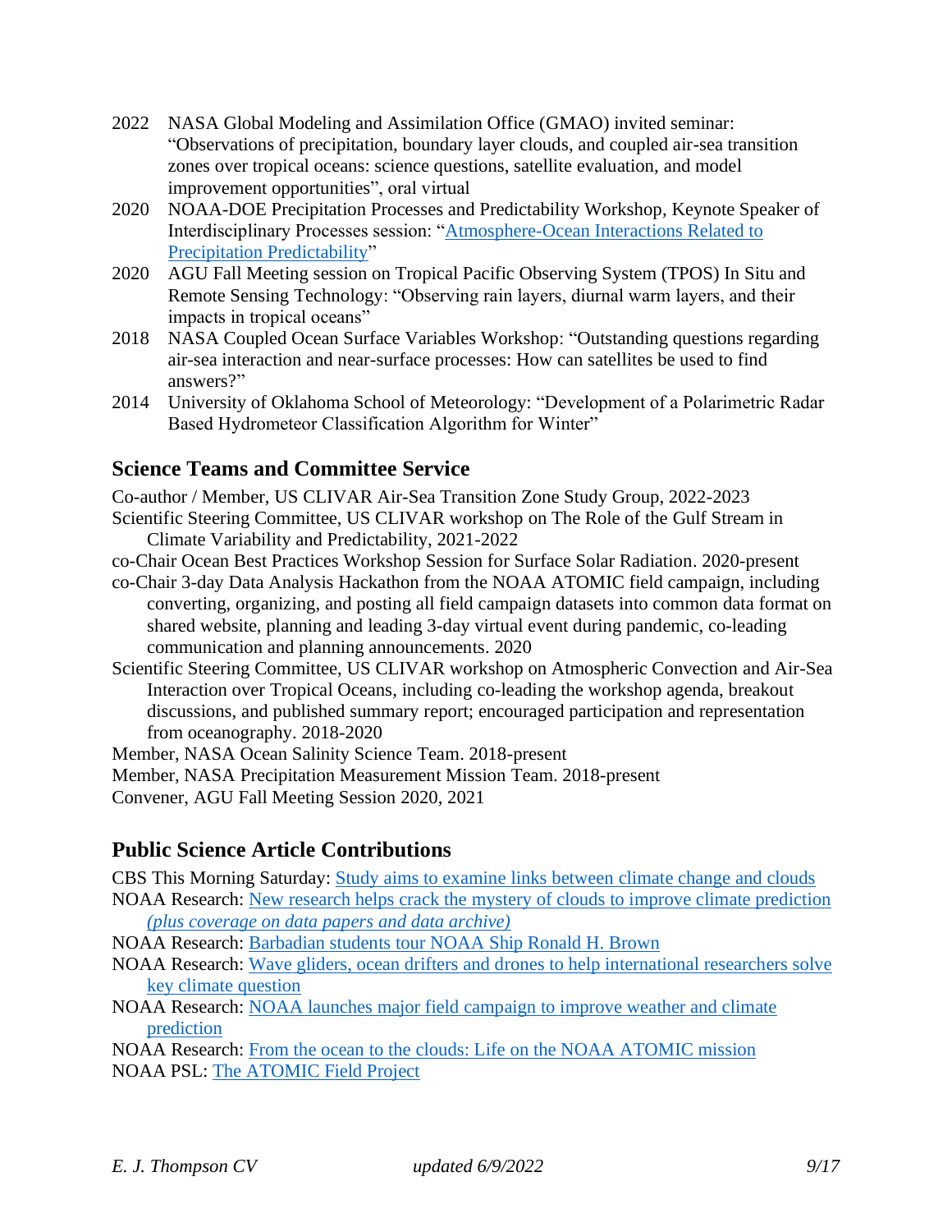2022 NASA Global Modeling and Assimilation Office (GMAO) invited seminar: "Observations of precipitation, boundary layer clouds, and coupled air-sea transition zones over tropical oceans: science questions, satellite evaluation, and model improvement opportunities", oral virtual

2020 NOAA-DOE Precipitation Processes and Predictability Workshop, Keynote Speaker of Interdisciplinary Processes session: "Atmosphere-Ocean Interactions Related to Precipitation Predictability"

2020 AGU Fall Meeting session on Tropical Pacific Observing System (TPOS) In Situ and Remote Sensing Technology: "Observing rain layers, diurnal warm layers, and their impacts in tropical oceans"

2018 NASA Coupled Ocean Surface Variables Workshop: "Outstanding questions regarding air-sea interaction and near-surface processes: How can satellites be used to find answers?"

2014 University of Oklahoma School of Meteorology: "Development of a Polarimetric Radar Based Hydrometeor Classification Algorithm for Winter"

## Science Teams and Committee Service

Co-author / Member, US CLIVAR Air-Sea Transition Zone Study Group, 2022-2023

Scientific Steering Committee, US CLIVAR workshop on The Role of the Gulf Stream in Climate Variability and Predictability, 2021-2022

co-Chair Ocean Best Practices Workshop Session for Surface Solar Radiation. 2020-present

co-Chair 3-day Data Analysis Hackathon from the NOAA ATOMIC field campaign, including converting, organizing, and posting all field campaign datasets into common data format on shared website, planning and leading 3-day virtual event during pandemic, co-leading communication and planning announcements. 2020

Scientific Steering Committee, US CLIVAR workshop on Atmospheric Convection and Air-Sea Interaction over Tropical Oceans, including co-leading the workshop agenda, breakout discussions, and published summary report; encouraged participation and representation from oceanography. 2018-2020

Member, NASA Ocean Salinity Science Team. 2018-present

Member, NASA Precipitation Measurement Mission Team. 2018-present

Convener, AGU Fall Meeting Session 2020, 2021

## Public Science Article Contributions

CBS This Morning Saturday: Study aims to examine links between climate change and clouds

NOAA Research: New research helps crack the mystery of clouds to improve climate prediction *(plus coverage on data papers and data archive)*

NOAA Research: Barbadian students tour NOAA Ship Ronald H. Brown

NOAA Research: Wave gliders, ocean drifters and drones to help international researchers solve key climate question

NOAA Research: NOAA launches major field campaign to improve weather and climate prediction

NOAA Research: From the ocean to the clouds: Life on the NOAA ATOMIC mission

NOAA PSL: The ATOMIC Field Project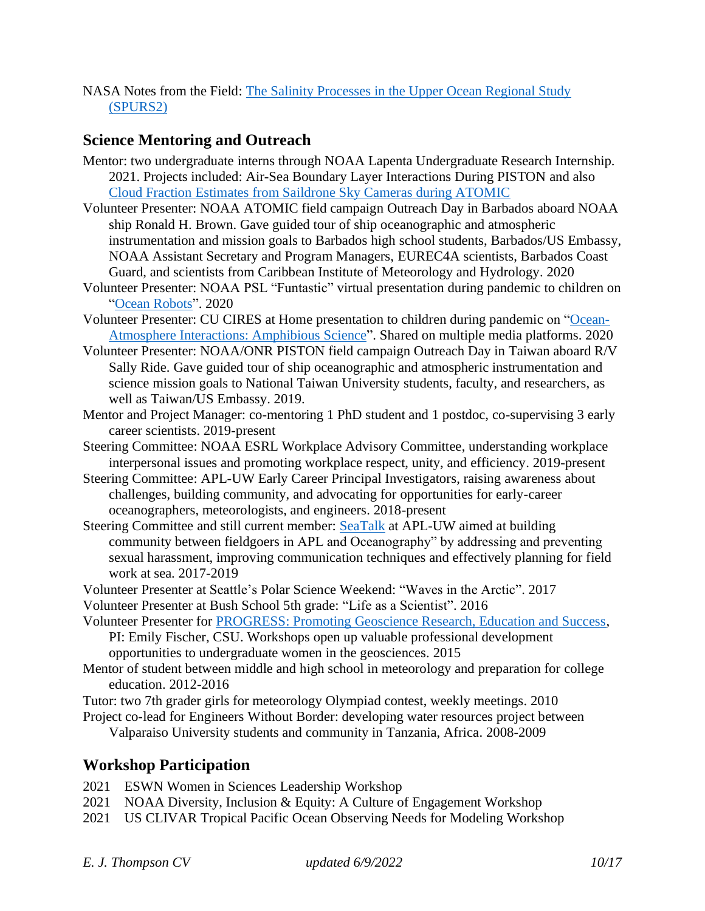NASA Notes from the Field: [The Salinity Processes in the Upper Ocean Regional Study (SPURS2)]

## Science Mentoring and Outreach

Mentor: two undergraduate interns through NOAA Lapenta Undergraduate Research Internship. 2021. Projects included: Air-Sea Boundary Layer Interactions During PISTON and also [Cloud Fraction Estimates from Saildrone Sky Cameras during ATOMIC]

Volunteer Presenter: NOAA ATOMIC field campaign Outreach Day in Barbados aboard NOAA ship Ronald H. Brown. Gave guided tour of ship oceanographic and atmospheric instrumentation and mission goals to Barbados high school students, Barbados/US Embassy, NOAA Assistant Secretary and Program Managers, EUREC4A scientists, Barbados Coast Guard, and scientists from Caribbean Institute of Meteorology and Hydrology. 2020

Volunteer Presenter: NOAA PSL "Funtastic" virtual presentation during pandemic to children on "[Ocean Robots]". 2020

Volunteer Presenter: CU CIRES at Home presentation to children during pandemic on "[Ocean-Atmosphere Interactions: Amphibious Science]". Shared on multiple media platforms. 2020

Volunteer Presenter: NOAA/ONR PISTON field campaign Outreach Day in Taiwan aboard R/V Sally Ride. Gave guided tour of ship oceanographic and atmospheric instrumentation and science mission goals to National Taiwan University students, faculty, and researchers, as well as Taiwan/US Embassy. 2019.

Mentor and Project Manager: co-mentoring 1 PhD student and 1 postdoc, co-supervising 3 early career scientists. 2019-present

Steering Committee: NOAA ESRL Workplace Advisory Committee, understanding workplace interpersonal issues and promoting workplace respect, unity, and efficiency. 2019-present

Steering Committee: APL-UW Early Career Principal Investigators, raising awareness about challenges, building community, and advocating for opportunities for early-career oceanographers, meteorologists, and engineers. 2018-present

Steering Committee and still current member: [SeaTalk] at APL-UW aimed at building community between fieldgoers in APL and Oceanography" by addressing and preventing sexual harassment, improving communication techniques and effectively planning for field work at sea. 2017-2019

Volunteer Presenter at Seattle's Polar Science Weekend: "Waves in the Arctic". 2017

Volunteer Presenter at Bush School 5th grade: "Life as a Scientist". 2016

Volunteer Presenter for [PROGRESS: Promoting Geoscience Research, Education and Success], PI: Emily Fischer, CSU. Workshops open up valuable professional development opportunities to undergraduate women in the geosciences. 2015

Mentor of student between middle and high school in meteorology and preparation for college education. 2012-2016

Tutor: two 7th grader girls for meteorology Olympiad contest, weekly meetings. 2010

Project co-lead for Engineers Without Border: developing water resources project between Valparaiso University students and community in Tanzania, Africa. 2008-2009

## Workshop Participation

2021 ESWN Women in Sciences Leadership Workshop
2021 NOAA Diversity, Inclusion & Equity: A Culture of Engagement Workshop
2021 US CLIVAR Tropical Pacific Ocean Observing Needs for Modeling Workshop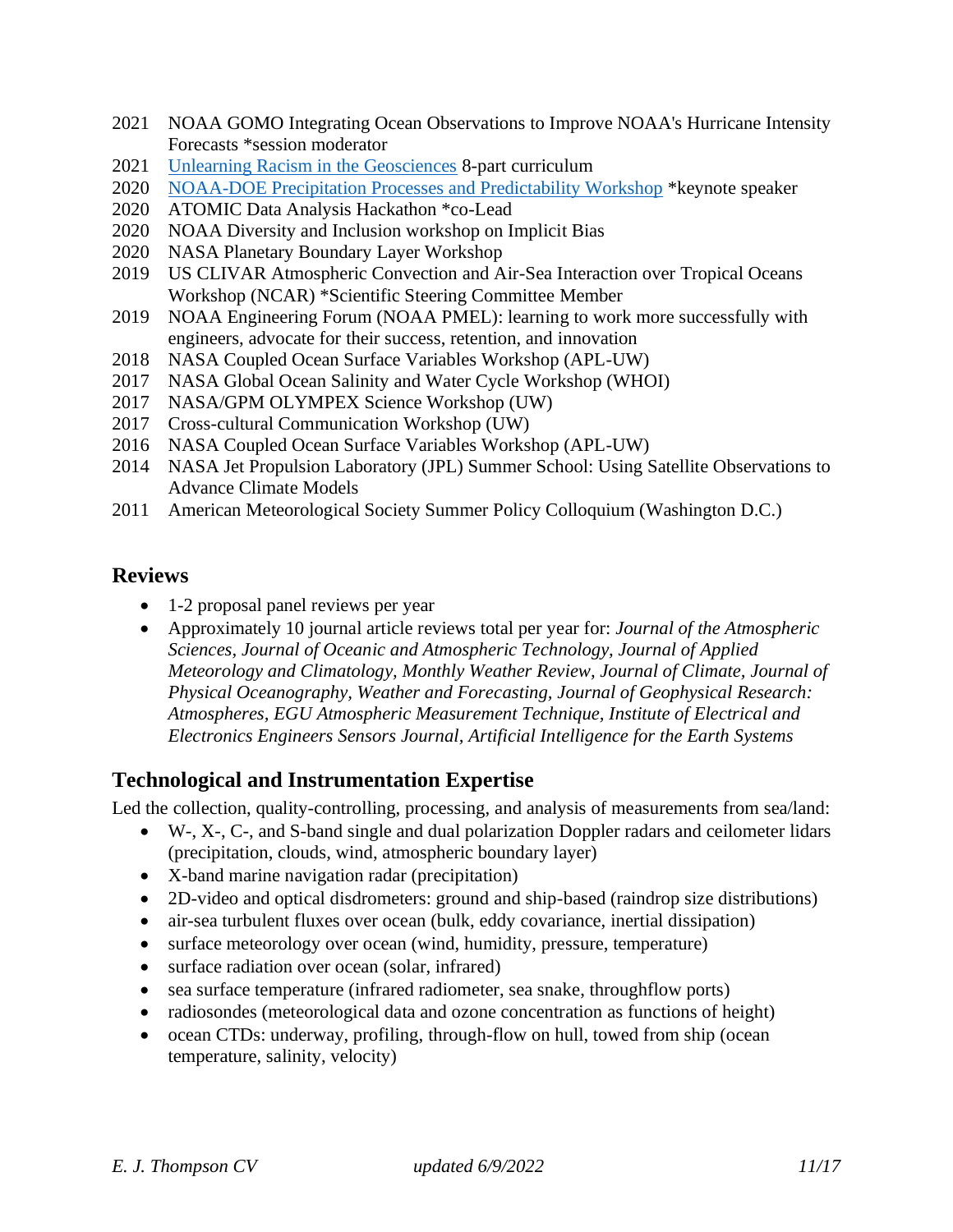2021 NOAA GOMO Integrating Ocean Observations to Improve NOAA's Hurricane Intensity Forecasts *session moderator

2021 [Unlearning Racism in the Geosciences] 8-part curriculum

2020 [NOAA-DOE Precipitation Processes and Predictability Workshop] *keynote speaker

2020 ATOMIC Data Analysis Hackathon *co-Lead

2020 NOAA Diversity and Inclusion workshop on Implicit Bias

2020 NASA Planetary Boundary Layer Workshop

2019 US CLIVAR Atmospheric Convection and Air-Sea Interaction over Tropical Oceans Workshop (NCAR) *Scientific Steering Committee Member

2019 NOAA Engineering Forum (NOAA PMEL): learning to work more successfully with engineers, advocate for their success, retention, and innovation

2018 NASA Coupled Ocean Surface Variables Workshop (APL-UW)

2017 NASA Global Ocean Salinity and Water Cycle Workshop (WHOI)

2017 NASA/GPM OLYMPEX Science Workshop (UW)

2017 Cross-cultural Communication Workshop (UW)

2016 NASA Coupled Ocean Surface Variables Workshop (APL-UW)

2014 NASA Jet Propulsion Laboratory (JPL) Summer School: Using Satellite Observations to Advance Climate Models

2011 American Meteorological Society Summer Policy Colloquium (Washington D.C.)

## Reviews

- 1-2 proposal panel reviews per year
- Approximately 10 journal article reviews total per year for: *Journal of the Atmospheric Sciences, Journal of Oceanic and Atmospheric Technology, Journal of Applied Meteorology and Climatology, Monthly Weather Review, Journal of Climate, Journal of Physical Oceanography, Weather and Forecasting, Journal of Geophysical Research: Atmospheres, EGU Atmospheric Measurement Technique, Institute of Electrical and Electronics Engineers Sensors Journal, Artificial Intelligence for the Earth Systems*

## Technological and Instrumentation Expertise

Led the collection, quality-controlling, processing, and analysis of measurements from sea/land:

- W-, X-, C-, and S-band single and dual polarization Doppler radars and ceilometer lidars (precipitation, clouds, wind, atmospheric boundary layer)
- X-band marine navigation radar (precipitation)
- 2D-video and optical disdrometers: ground and ship-based (raindrop size distributions)
- air-sea turbulent fluxes over ocean (bulk, eddy covariance, inertial dissipation)
- surface meteorology over ocean (wind, humidity, pressure, temperature)
- surface radiation over ocean (solar, infrared)
- sea surface temperature (infrared radiometer, sea snake, throughflow ports)
- radiosondes (meteorological data and ozone concentration as functions of height)
- ocean CTDs: underway, profiling, through-flow on hull, towed from ship (ocean temperature, salinity, velocity)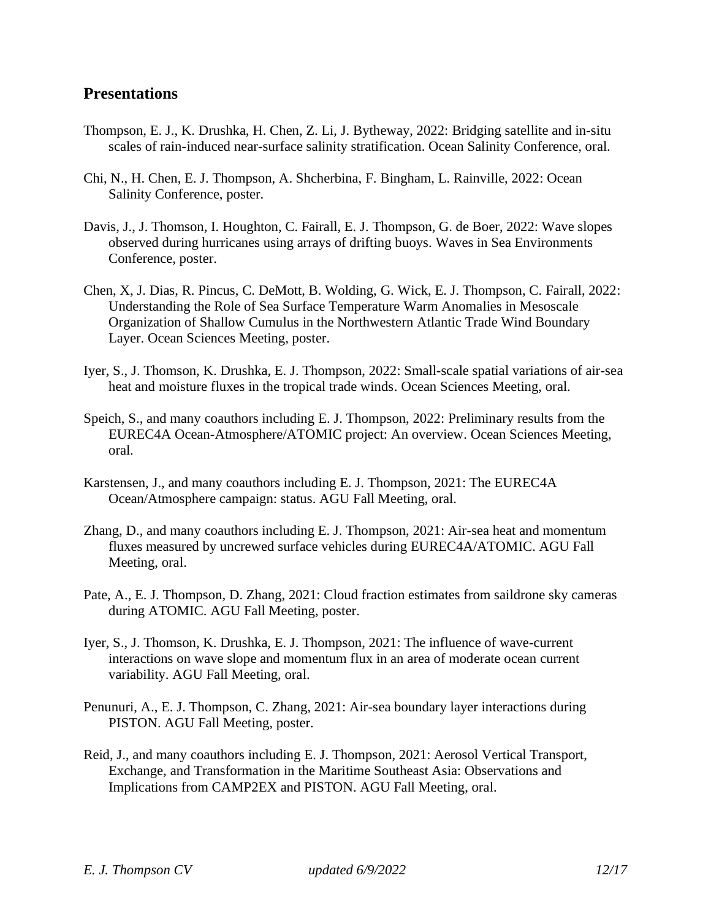## Presentations

Thompson, E. J., K. Drushka, H. Chen, Z. Li, J. Bytheway, 2022: Bridging satellite and in-situ scales of rain-induced near-surface salinity stratification. Ocean Salinity Conference, oral.

Chi, N., H. Chen, E. J. Thompson, A. Shcherbina, F. Bingham, L. Rainville, 2022: Ocean Salinity Conference, poster.

Davis, J., J. Thomson, I. Houghton, C. Fairall, E. J. Thompson, G. de Boer, 2022: Wave slopes observed during hurricanes using arrays of drifting buoys. Waves in Sea Environments Conference, poster.

Chen, X, J. Dias, R. Pincus, C. DeMott, B. Wolding, G. Wick, E. J. Thompson, C. Fairall, 2022: Understanding the Role of Sea Surface Temperature Warm Anomalies in Mesoscale Organization of Shallow Cumulus in the Northwestern Atlantic Trade Wind Boundary Layer. Ocean Sciences Meeting, poster.

Iyer, S., J. Thomson, K. Drushka, E. J. Thompson, 2022: Small-scale spatial variations of air-sea heat and moisture fluxes in the tropical trade winds. Ocean Sciences Meeting, oral.

Speich, S., and many coauthors including E. J. Thompson, 2022: Preliminary results from the EUREC4A Ocean-Atmosphere/ATOMIC project: An overview. Ocean Sciences Meeting, oral.

Karstensen, J., and many coauthors including E. J. Thompson, 2021: The EUREC4A Ocean/Atmosphere campaign: status. AGU Fall Meeting, oral.

Zhang, D., and many coauthors including E. J. Thompson, 2021: Air-sea heat and momentum fluxes measured by uncrewed surface vehicles during EUREC4A/ATOMIC. AGU Fall Meeting, oral.

Pate, A., E. J. Thompson, D. Zhang, 2021: Cloud fraction estimates from saildrone sky cameras during ATOMIC. AGU Fall Meeting, poster.

Iyer, S., J. Thomson, K. Drushka, E. J. Thompson, 2021: The influence of wave-current interactions on wave slope and momentum flux in an area of moderate ocean current variability. AGU Fall Meeting, oral.

Penunuri, A., E. J. Thompson, C. Zhang, 2021: Air-sea boundary layer interactions during PISTON. AGU Fall Meeting, poster.

Reid, J., and many coauthors including E. J. Thompson, 2021: Aerosol Vertical Transport, Exchange, and Transformation in the Maritime Southeast Asia: Observations and Implications from CAMP2EX and PISTON. AGU Fall Meeting, oral.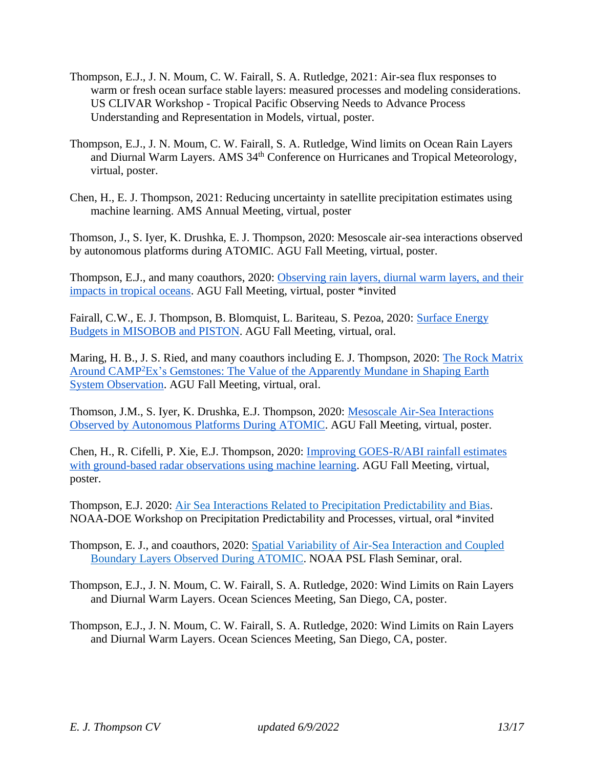Thompson, E.J., J. N. Moum, C. W. Fairall, S. A. Rutledge, 2021: Air-sea flux responses to warm or fresh ocean surface stable layers: measured processes and modeling considerations. US CLIVAR Workshop - Tropical Pacific Observing Needs to Advance Process Understanding and Representation in Models, virtual, poster.

Thompson, E.J., J. N. Moum, C. W. Fairall, S. A. Rutledge, Wind limits on Ocean Rain Layers and Diurnal Warm Layers. AMS 34th Conference on Hurricanes and Tropical Meteorology, virtual, poster.

Chen, H., E. J. Thompson, 2021: Reducing uncertainty in satellite precipitation estimates using machine learning. AMS Annual Meeting, virtual, poster

Thomson, J., S. Iyer, K. Drushka, E. J. Thompson, 2020: Mesoscale air-sea interactions observed by autonomous platforms during ATOMIC. AGU Fall Meeting, virtual, poster.

Thompson, E.J., and many coauthors, 2020: Observing rain layers, diurnal warm layers, and their impacts in tropical oceans. AGU Fall Meeting, virtual, poster *invited

Fairall, C.W., E. J. Thompson, B. Blomquist, L. Bariteau, S. Pezoa, 2020: Surface Energy Budgets in MISOBOB and PISTON. AGU Fall Meeting, virtual, oral.

Maring, H. B., J. S. Ried, and many coauthors including E. J. Thompson, 2020: The Rock Matrix Around CAMP²Ex's Gemstones: The Value of the Apparently Mundane in Shaping Earth System Observation. AGU Fall Meeting, virtual, oral.

Thomson, J.M., S. Iyer, K. Drushka, E.J. Thompson, 2020: Mesoscale Air-Sea Interactions Observed by Autonomous Platforms During ATOMIC. AGU Fall Meeting, virtual, poster.

Chen, H., R. Cifelli, P. Xie, E.J. Thompson, 2020: Improving GOES-R/ABI rainfall estimates with ground-based radar observations using machine learning. AGU Fall Meeting, virtual, poster.

Thompson, E.J. 2020: Air Sea Interactions Related to Precipitation Predictability and Bias. NOAA-DOE Workshop on Precipitation Predictability and Processes, virtual, oral *invited

Thompson, E. J., and coauthors, 2020: Spatial Variability of Air-Sea Interaction and Coupled Boundary Layers Observed During ATOMIC. NOAA PSL Flash Seminar, oral.

Thompson, E.J., J. N. Moum, C. W. Fairall, S. A. Rutledge, 2020: Wind Limits on Rain Layers and Diurnal Warm Layers. Ocean Sciences Meeting, San Diego, CA, poster.

Thompson, E.J., J. N. Moum, C. W. Fairall, S. A. Rutledge, 2020: Wind Limits on Rain Layers and Diurnal Warm Layers. Ocean Sciences Meeting, San Diego, CA, poster.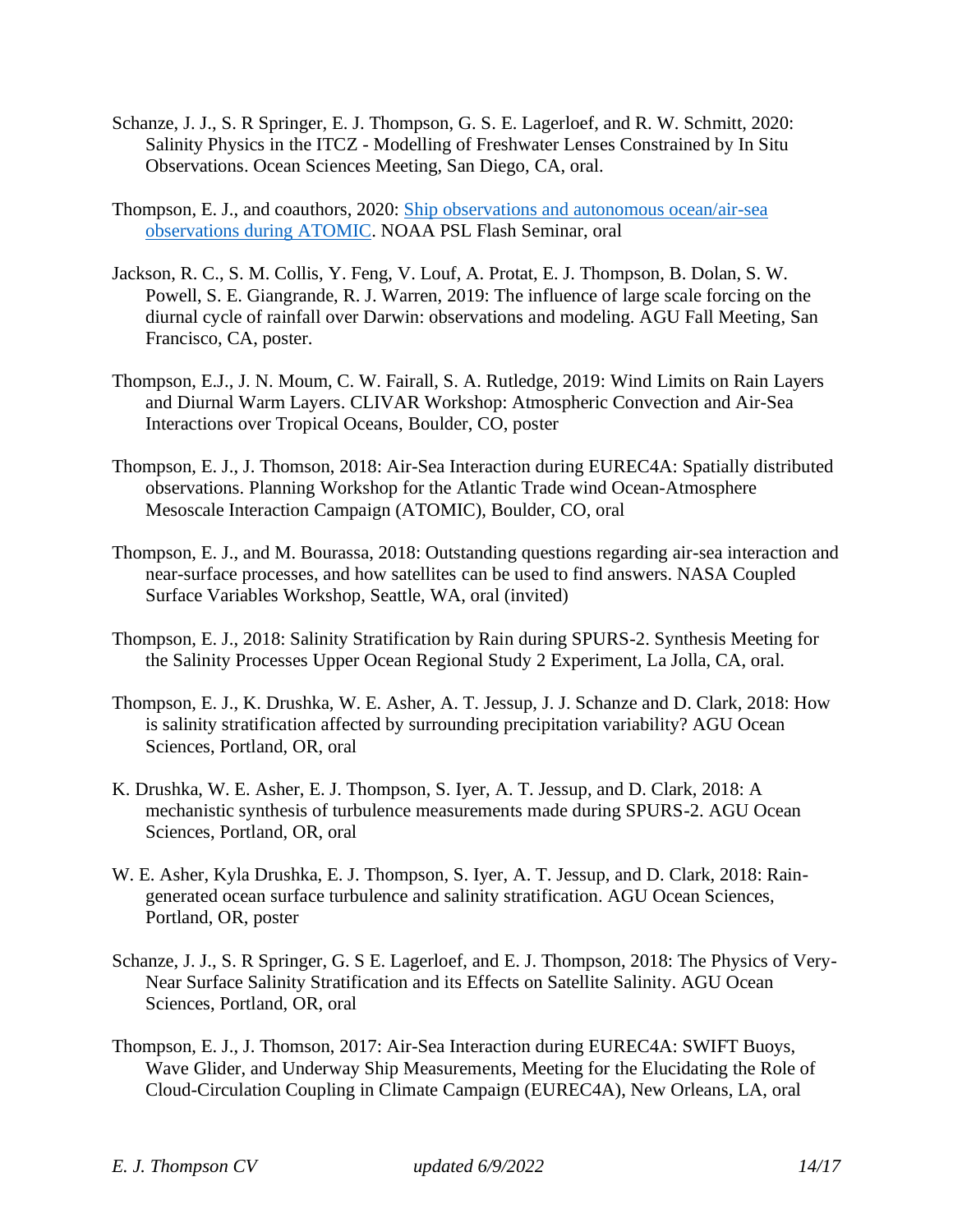Schanze, J. J., S. R Springer, E. J. Thompson, G. S. E. Lagerloef, and R. W. Schmitt, 2020: Salinity Physics in the ITCZ - Modelling of Freshwater Lenses Constrained by In Situ Observations. Ocean Sciences Meeting, San Diego, CA, oral.

Thompson, E. J., and coauthors, 2020: Ship observations and autonomous ocean/air-sea observations during ATOMIC. NOAA PSL Flash Seminar, oral

Jackson, R. C., S. M. Collis, Y. Feng, V. Louf, A. Protat, E. J. Thompson, B. Dolan, S. W. Powell, S. E. Giangrande, R. J. Warren, 2019: The influence of large scale forcing on the diurnal cycle of rainfall over Darwin: observations and modeling. AGU Fall Meeting, San Francisco, CA, poster.

Thompson, E.J., J. N. Moum, C. W. Fairall, S. A. Rutledge, 2019: Wind Limits on Rain Layers and Diurnal Warm Layers. CLIVAR Workshop: Atmospheric Convection and Air-Sea Interactions over Tropical Oceans, Boulder, CO, poster

Thompson, E. J., J. Thomson, 2018: Air-Sea Interaction during EUREC4A: Spatially distributed observations. Planning Workshop for the Atlantic Trade wind Ocean-Atmosphere Mesoscale Interaction Campaign (ATOMIC), Boulder, CO, oral

Thompson, E. J., and M. Bourassa, 2018: Outstanding questions regarding air-sea interaction and near-surface processes, and how satellites can be used to find answers. NASA Coupled Surface Variables Workshop, Seattle, WA, oral (invited)

Thompson, E. J., 2018: Salinity Stratification by Rain during SPURS-2. Synthesis Meeting for the Salinity Processes Upper Ocean Regional Study 2 Experiment, La Jolla, CA, oral.

Thompson, E. J., K. Drushka, W. E. Asher, A. T. Jessup, J. J. Schanze and D. Clark, 2018: How is salinity stratification affected by surrounding precipitation variability? AGU Ocean Sciences, Portland, OR, oral

K. Drushka, W. E. Asher, E. J. Thompson, S. Iyer, A. T. Jessup, and D. Clark, 2018: A mechanistic synthesis of turbulence measurements made during SPURS-2. AGU Ocean Sciences, Portland, OR, oral

W. E. Asher, Kyla Drushka, E. J. Thompson, S. Iyer, A. T. Jessup, and D. Clark, 2018: Rain-generated ocean surface turbulence and salinity stratification. AGU Ocean Sciences, Portland, OR, poster

Schanze, J. J., S. R Springer, G. S E. Lagerloef, and E. J. Thompson, 2018: The Physics of Very-Near Surface Salinity Stratification and its Effects on Satellite Salinity. AGU Ocean Sciences, Portland, OR, oral

Thompson, E. J., J. Thomson, 2017: Air-Sea Interaction during EUREC4A: SWIFT Buoys, Wave Glider, and Underway Ship Measurements, Meeting for the Elucidating the Role of Cloud-Circulation Coupling in Climate Campaign (EUREC4A), New Orleans, LA, oral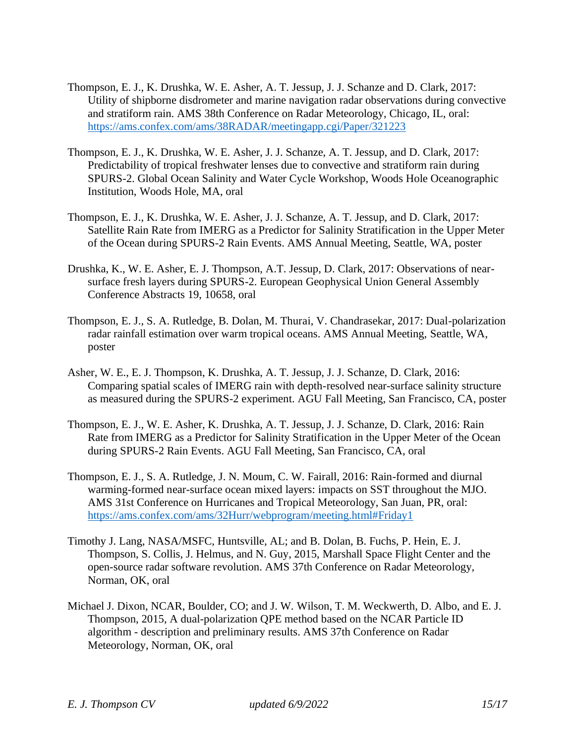Thompson, E. J., K. Drushka, W. E. Asher, A. T. Jessup, J. J. Schanze and D. Clark, 2017: Utility of shipborne disdrometer and marine navigation radar observations during convective and stratiform rain. AMS 38th Conference on Radar Meteorology, Chicago, IL, oral: https://ams.confex.com/ams/38RADAR/meetingapp.cgi/Paper/321223

Thompson, E. J., K. Drushka, W. E. Asher, J. J. Schanze, A. T. Jessup, and D. Clark, 2017: Predictability of tropical freshwater lenses due to convective and stratiform rain during SPURS-2. Global Ocean Salinity and Water Cycle Workshop, Woods Hole Oceanographic Institution, Woods Hole, MA, oral

Thompson, E. J., K. Drushka, W. E. Asher, J. J. Schanze, A. T. Jessup, and D. Clark, 2017: Satellite Rain Rate from IMERG as a Predictor for Salinity Stratification in the Upper Meter of the Ocean during SPURS-2 Rain Events. AMS Annual Meeting, Seattle, WA, poster

Drushka, K., W. E. Asher, E. J. Thompson, A.T. Jessup, D. Clark, 2017: Observations of near-surface fresh layers during SPURS-2. European Geophysical Union General Assembly Conference Abstracts 19, 10658, oral

Thompson, E. J., S. A. Rutledge, B. Dolan, M. Thurai, V. Chandrasekar, 2017: Dual-polarization radar rainfall estimation over warm tropical oceans. AMS Annual Meeting, Seattle, WA, poster

Asher, W. E., E. J. Thompson, K. Drushka, A. T. Jessup, J. J. Schanze, D. Clark, 2016: Comparing spatial scales of IMERG rain with depth-resolved near-surface salinity structure as measured during the SPURS-2 experiment. AGU Fall Meeting, San Francisco, CA, poster

Thompson, E. J., W. E. Asher, K. Drushka, A. T. Jessup, J. J. Schanze, D. Clark, 2016: Rain Rate from IMERG as a Predictor for Salinity Stratification in the Upper Meter of the Ocean during SPURS-2 Rain Events. AGU Fall Meeting, San Francisco, CA, oral

Thompson, E. J., S. A. Rutledge, J. N. Moum, C. W. Fairall, 2016: Rain-formed and diurnal warming-formed near-surface ocean mixed layers: impacts on SST throughout the MJO. AMS 31st Conference on Hurricanes and Tropical Meteorology, San Juan, PR, oral: https://ams.confex.com/ams/32Hurr/webprogram/meeting.html#Friday1

Timothy J. Lang, NASA/MSFC, Huntsville, AL; and B. Dolan, B. Fuchs, P. Hein, E. J. Thompson, S. Collis, J. Helmus, and N. Guy, 2015, Marshall Space Flight Center and the open-source radar software revolution. AMS 37th Conference on Radar Meteorology, Norman, OK, oral

Michael J. Dixon, NCAR, Boulder, CO; and J. W. Wilson, T. M. Weckwerth, D. Albo, and E. J. Thompson, 2015, A dual-polarization QPE method based on the NCAR Particle ID algorithm - description and preliminary results. AMS 37th Conference on Radar Meteorology, Norman, OK, oral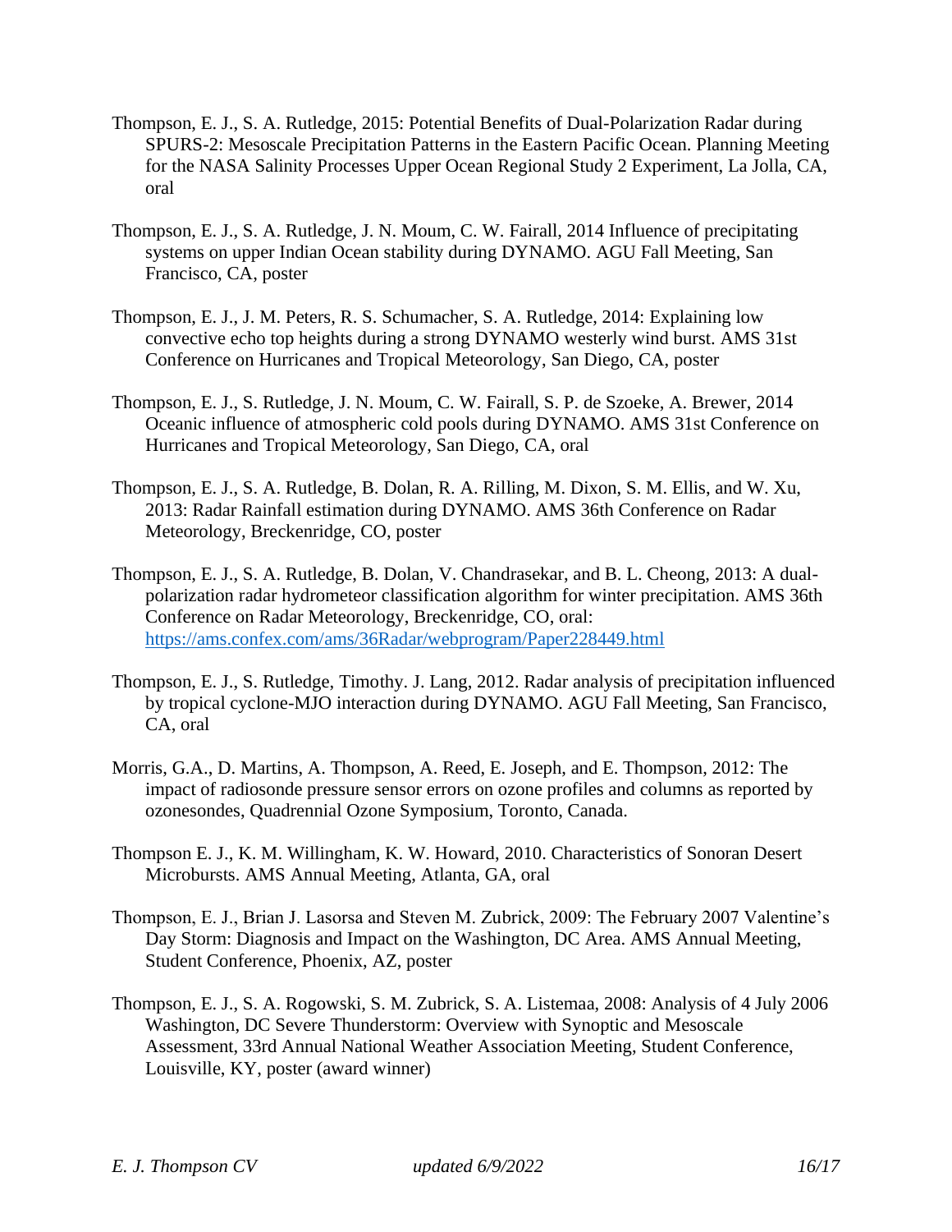Thompson, E. J., S. A. Rutledge, 2015: Potential Benefits of Dual-Polarization Radar during SPURS-2: Mesoscale Precipitation Patterns in the Eastern Pacific Ocean. Planning Meeting for the NASA Salinity Processes Upper Ocean Regional Study 2 Experiment, La Jolla, CA, oral

Thompson, E. J., S. A. Rutledge, J. N. Moum, C. W. Fairall, 2014 Influence of precipitating systems on upper Indian Ocean stability during DYNAMO. AGU Fall Meeting, San Francisco, CA, poster

Thompson, E. J., J. M. Peters, R. S. Schumacher, S. A. Rutledge, 2014: Explaining low convective echo top heights during a strong DYNAMO westerly wind burst. AMS 31st Conference on Hurricanes and Tropical Meteorology, San Diego, CA, poster

Thompson, E. J., S. Rutledge, J. N. Moum, C. W. Fairall, S. P. de Szoeke, A. Brewer, 2014 Oceanic influence of atmospheric cold pools during DYNAMO. AMS 31st Conference on Hurricanes and Tropical Meteorology, San Diego, CA, oral

Thompson, E. J., S. A. Rutledge, B. Dolan, R. A. Rilling, M. Dixon, S. M. Ellis, and W. Xu, 2013: Radar Rainfall estimation during DYNAMO. AMS 36th Conference on Radar Meteorology, Breckenridge, CO, poster

Thompson, E. J., S. A. Rutledge, B. Dolan, V. Chandrasekar, and B. L. Cheong, 2013: A dual-polarization radar hydrometeor classification algorithm for winter precipitation. AMS 36th Conference on Radar Meteorology, Breckenridge, CO, oral: https://ams.confex.com/ams/36Radar/webprogram/Paper228449.html

Thompson, E. J., S. Rutledge, Timothy. J. Lang, 2012. Radar analysis of precipitation influenced by tropical cyclone-MJO interaction during DYNAMO. AGU Fall Meeting, San Francisco, CA, oral

Morris, G.A., D. Martins, A. Thompson, A. Reed, E. Joseph, and E. Thompson, 2012: The impact of radiosonde pressure sensor errors on ozone profiles and columns as reported by ozonesondes, Quadrennial Ozone Symposium, Toronto, Canada.

Thompson E. J., K. M. Willingham, K. W. Howard, 2010. Characteristics of Sonoran Desert Microbursts. AMS Annual Meeting, Atlanta, GA, oral

Thompson, E. J., Brian J. Lasorsa and Steven M. Zubrick, 2009: The February 2007 Valentine's Day Storm: Diagnosis and Impact on the Washington, DC Area. AMS Annual Meeting, Student Conference, Phoenix, AZ, poster

Thompson, E. J., S. A. Rogowski, S. M. Zubrick, S. A. Listemaa, 2008: Analysis of 4 July 2006 Washington, DC Severe Thunderstorm: Overview with Synoptic and Mesoscale Assessment, 33rd Annual National Weather Association Meeting, Student Conference, Louisville, KY, poster (award winner)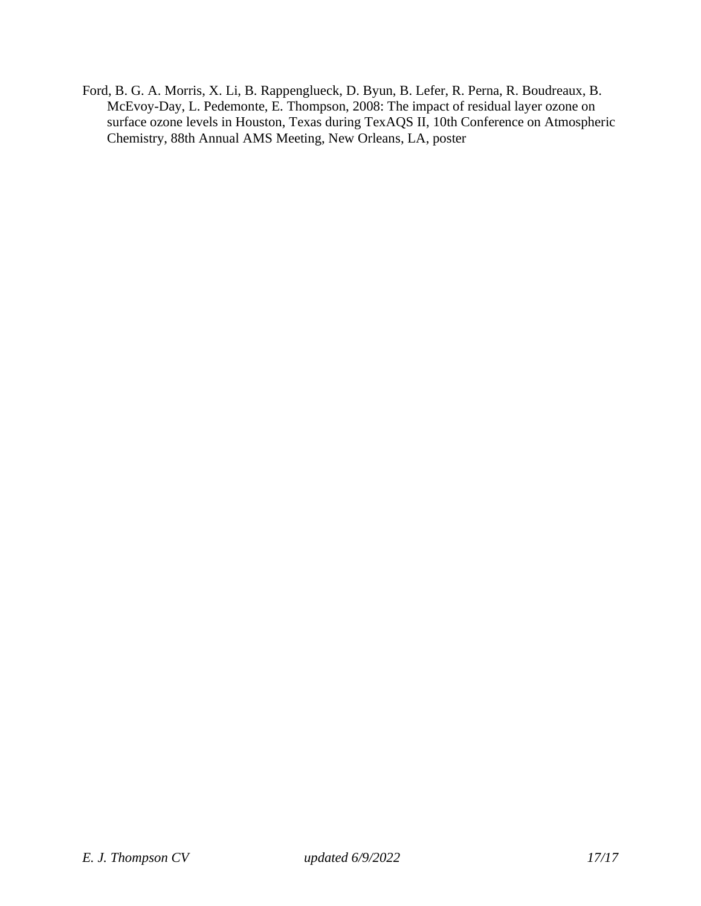Ford, B. G. A. Morris, X. Li, B. Rappenglueck, D. Byun, B. Lefer, R. Perna, R. Boudreaux, B. McEvoy-Day, L. Pedemonte, E. Thompson, 2008: The impact of residual layer ozone on surface ozone levels in Houston, Texas during TexAQS II, 10th Conference on Atmospheric Chemistry, 88th Annual AMS Meeting, New Orleans, LA, poster